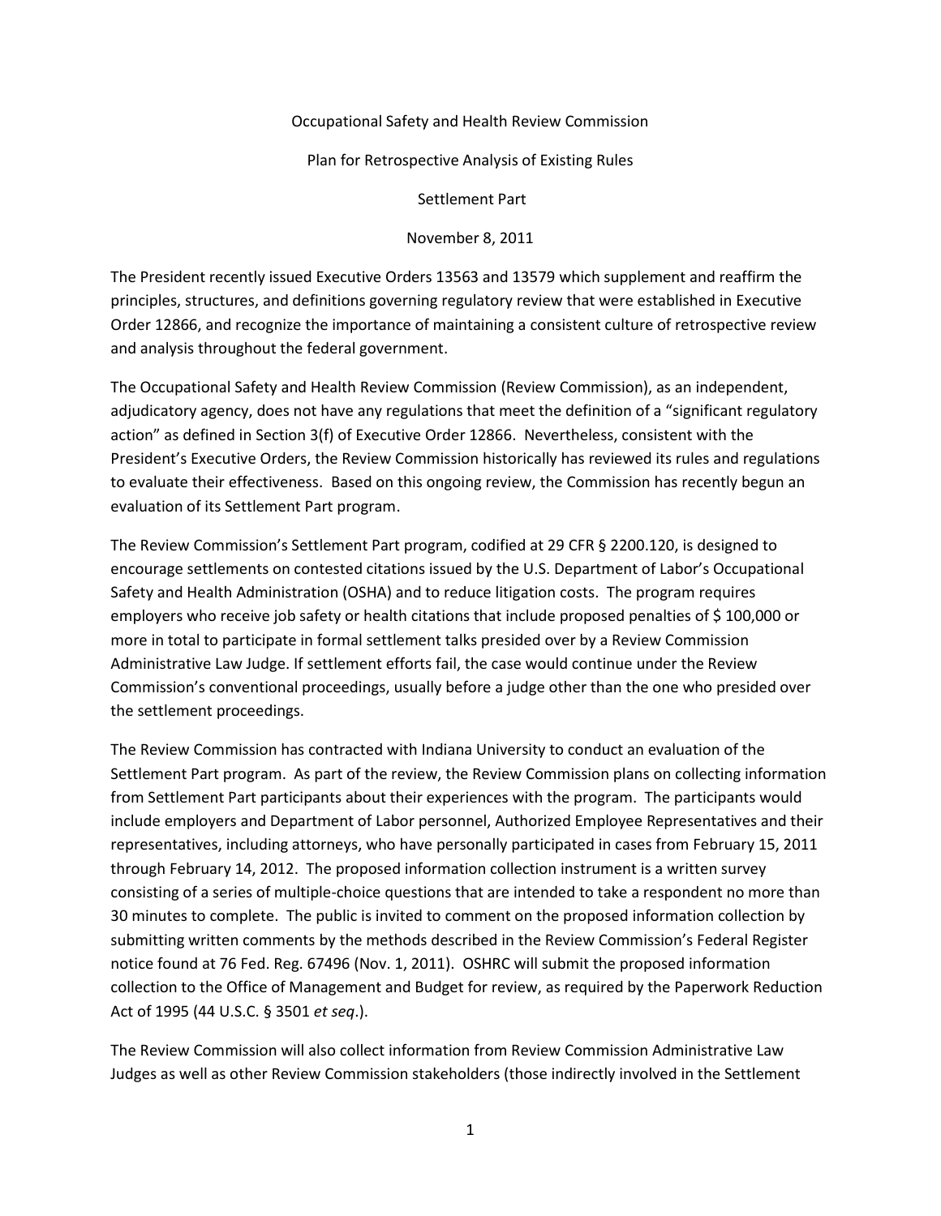# Occupational Safety and Health Review Commission

## Plan for Retrospective Analysis of Existing Rules

## Settlement Part

November 8, 2011

The President recently issued Executive Orders 13563 and 13579 which supplement and reaffirm the principles, structures, and definitions governing regulatory review that were established in Executive Order 12866, and recognize the importance of maintaining a consistent culture of retrospective review and analysis throughout the federal government.

The Occupational Safety and Health Review Commission (Review Commission), as an independent, adjudicatory agency, does not have any regulations that meet the definition of a "significant regulatory action" as defined in Section 3(f) of Executive Order 12866. Nevertheless, consistent with the President's Executive Orders, the Review Commission historically has reviewed its rules and regulations to evaluate their effectiveness. Based on this ongoing review, the Commission has recently begun an evaluation of its Settlement Part program.

The Review Commission's Settlement Part program, codified at 29 CFR § 2200.120, is designed to encourage settlements on contested citations issued by the U.S. Department of Labor's Occupational Safety and Health Administration (OSHA) and to reduce litigation costs. The program requires employers who receive job safety or health citations that include proposed penalties of $ 100,000 or more in total to participate in formal settlement talks presided over by a Review Commission Administrative Law Judge. If settlement efforts fail, the case would continue under the Review Commission's conventional proceedings, usually before a judge other than the one who presided over the settlement proceedings.

The Review Commission has contracted with Indiana University to conduct an evaluation of the Settlement Part program. As part of the review, the Review Commission plans on collecting information from Settlement Part participants about their experiences with the program. The participants would include employers and Department of Labor personnel, Authorized Employee Representatives and their representatives, including attorneys, who have personally participated in cases from February 15, 2011 through February 14, 2012. The proposed information collection instrument is a written survey consisting of a series of multiple-choice questions that are intended to take a respondent no more than 30 minutes to complete. The public is invited to comment on the proposed information collection by submitting written comments by the methods described in the Review Commission's Federal Register notice found at 76 Fed. Reg. 67496 (Nov. 1, 2011). OSHRC will submit the proposed information collection to the Office of Management and Budget for review, as required by the Paperwork Reduction Act of 1995 (44 U.S.C. § 3501 *et seq*.).

The Review Commission will also collect information from Review Commission Administrative Law Judges as well as other Review Commission stakeholders (those indirectly involved in the Settlement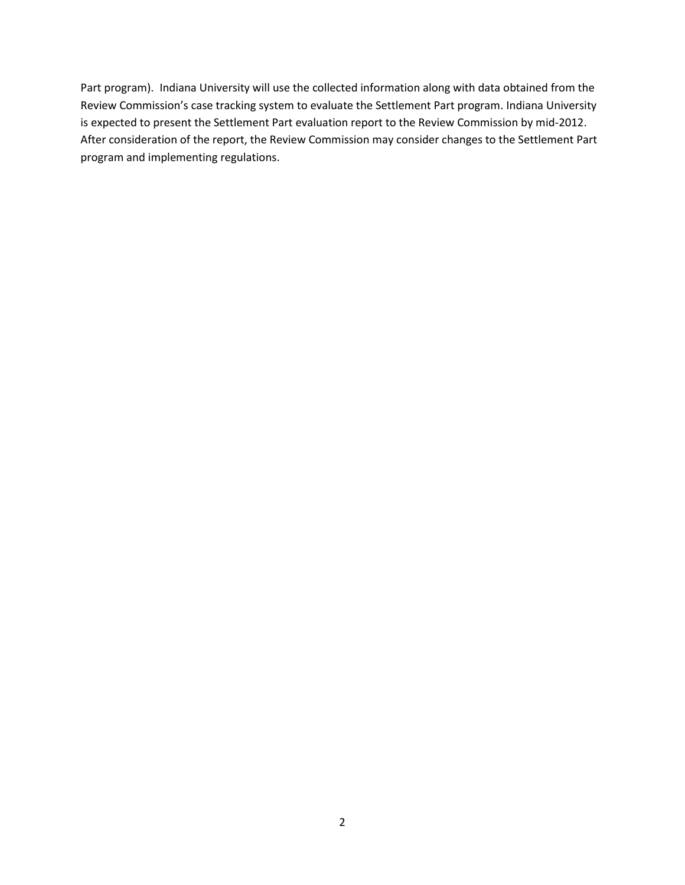Part program). Indiana University will use the collected information along with data obtained from the Review Commission's case tracking system to evaluate the Settlement Part program. Indiana University is expected to present the Settlement Part evaluation report to the Review Commission by mid-2012. After consideration of the report, the Review Commission may consider changes to the Settlement Part program and implementing regulations.